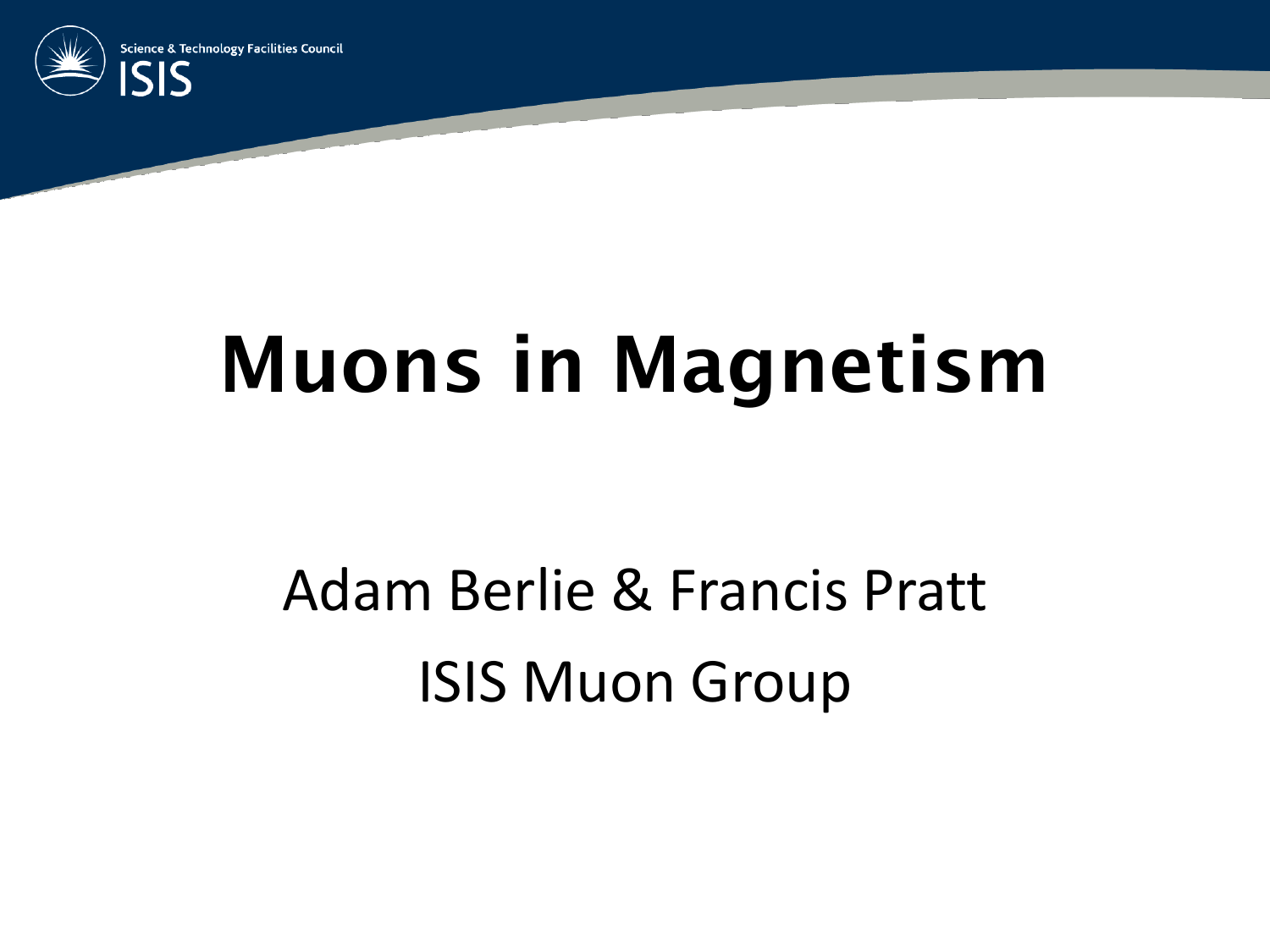# Muons in Magnetism

Adam Berlie & Francis Pratt

ISIS Muon Group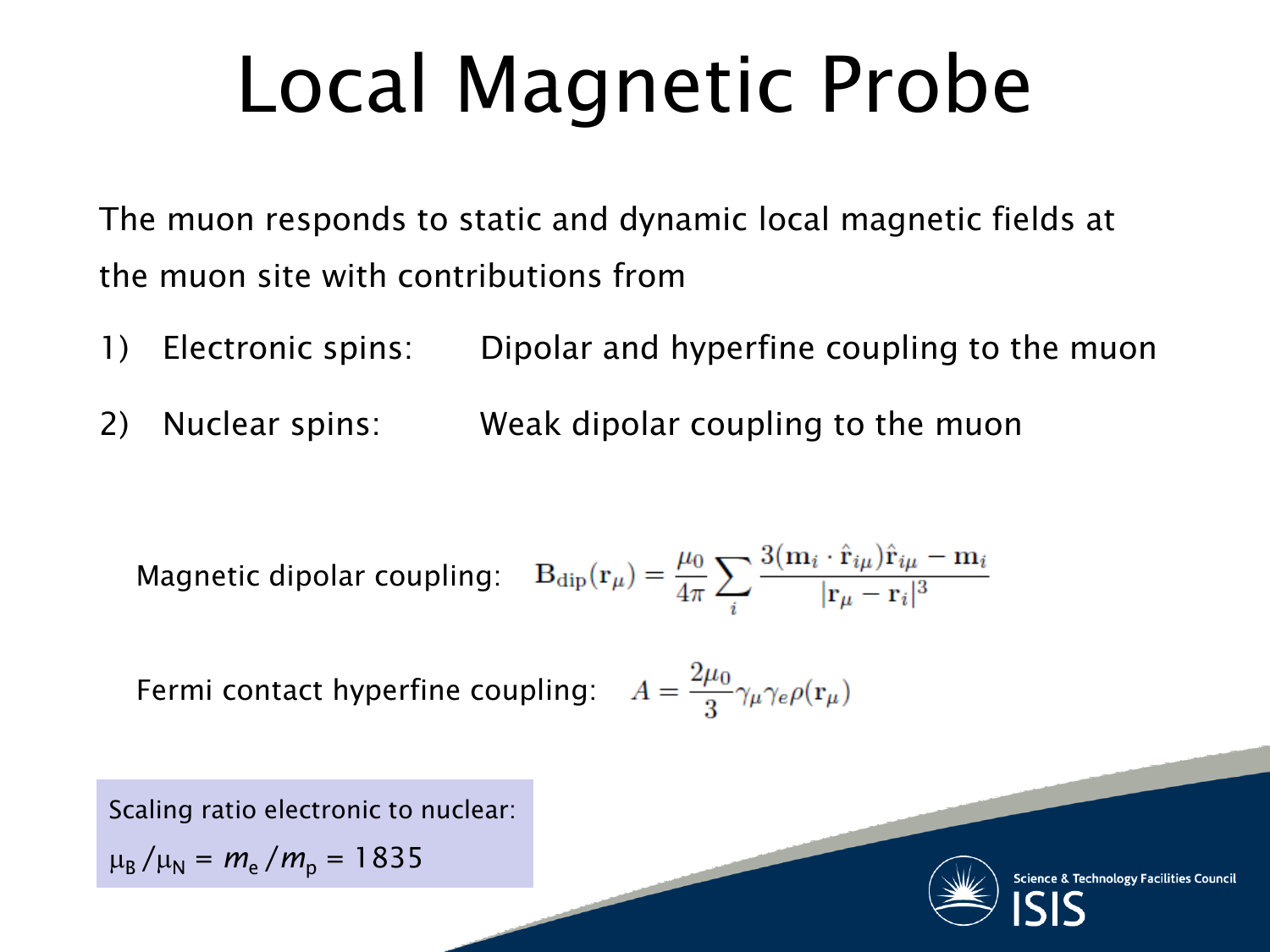# Local Magnetic Probe

The muon responds to static and dynamic local magnetic fields at the muon site with contributions from

1) Electronic spins: Dipolar and hyperfine coupling to the muon
2) Nuclear spins: Weak dipolar coupling to the muon

Magnetic dipolar coupling: $$\mathbf{B}_{\mathrm{dip}}(\mathbf{r}_\mu) = \frac{\mu_0}{4\pi} \sum_i \frac{3(\mathbf{m}_i \cdot \hat{\mathbf{r}}_{i\mu})\hat{\mathbf{r}}_{i\mu} - \mathbf{m}_i}{|\mathbf{r}_\mu - \mathbf{r}_i|^3}$$

Fermi contact hyperfine coupling: $$A = \frac{2\mu_0}{3} \gamma_\mu \gamma_e \rho(\mathbf{r}_\mu)$$

Scaling ratio electronic to nuclear:
$\mu_B / \mu_N = m_e / m_p = 1835$

Science & Technology Facilities Council
ISIS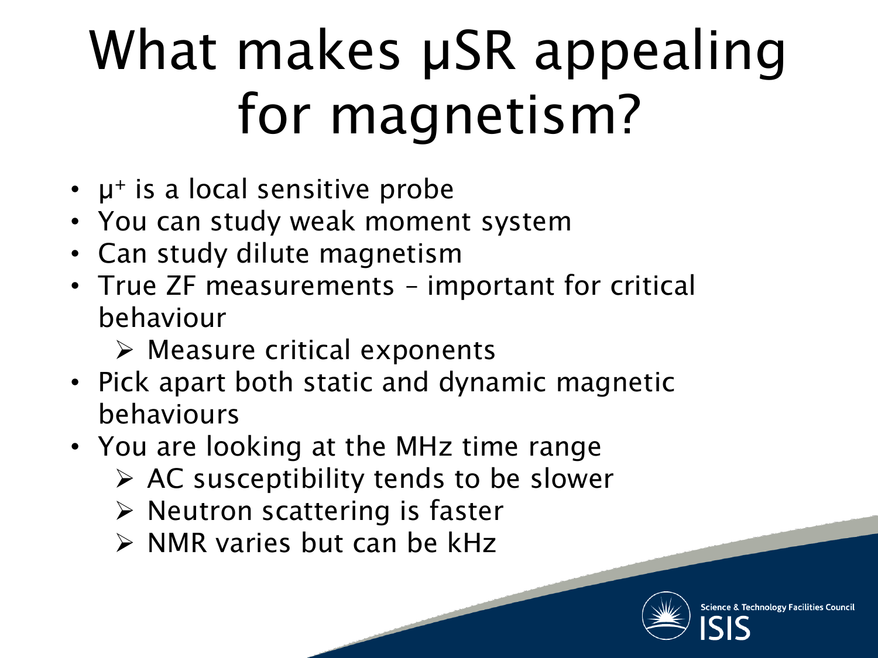# What makes μSR appealing for magnetism?

- $\mu^+$ is a local sensitive probe
- You can study weak moment system
- Can study dilute magnetism
- True ZF measurements – important for critical behaviour
  - Measure critical exponents
- Pick apart both static and dynamic magnetic behaviours
- You are looking at the MHz time range
  - AC susceptibility tends to be slower
  - Neutron scattering is faster
  - NMR varies but can be kHz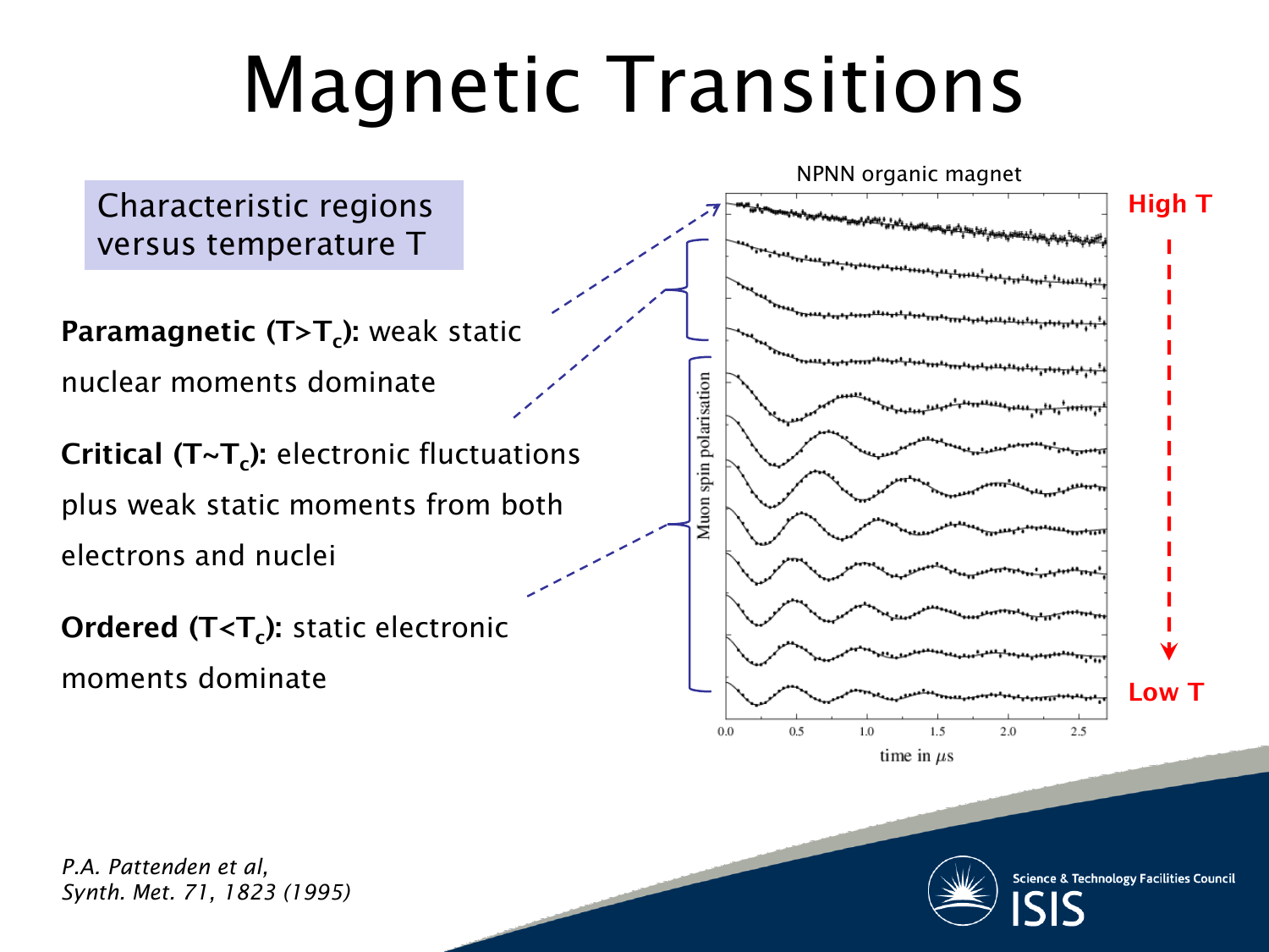# Magnetic Transitions

Characteristic regions versus temperature T

**Paramagnetic ($T>T_c$):** weak static nuclear moments dominate

**Critical ($T \sim T_c$):** electronic fluctuations plus weak static moments from both electrons and nuclei

**Ordered ($T<T_c$):** static electronic moments dominate

NPNN organic magnet

High T

Low T

Muon spin polarisation

time in $\mu$s

*P.A. Pattenden et al, Synth. Met. 71, 1823 (1995)*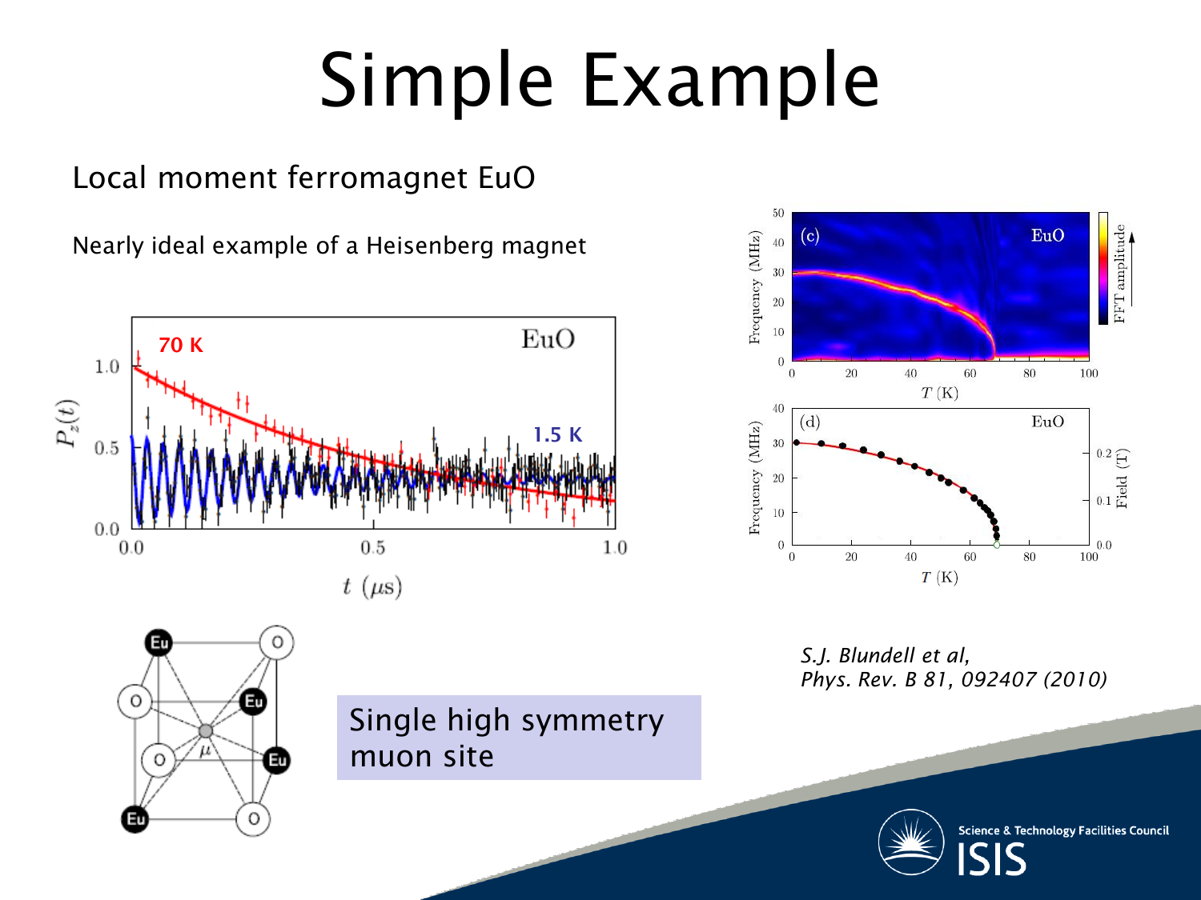# Simple Example

Local moment ferromagnet EuO

Nearly ideal example of a Heisenberg magnet

Single high symmetry muon site

*S.J. Blundell et al, Phys. Rev. B 81, 092407 (2010)*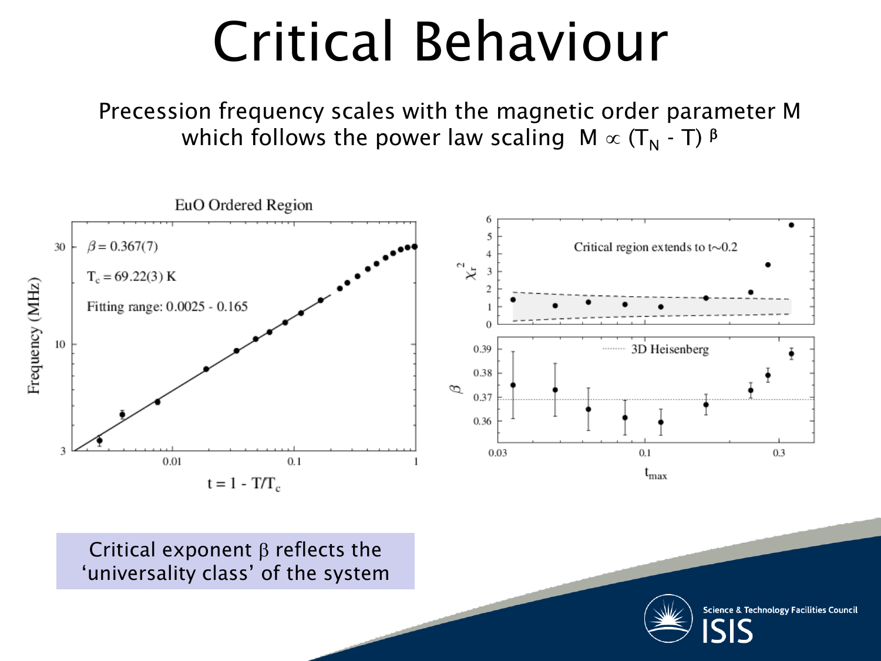# Critical Behaviour

Precession frequency scales with the magnetic order parameter M which follows the power law scaling $M \propto (T_N - T)^{\beta}$

EuO Ordered Region

$\beta = 0.367(7)$

$T_c = 69.22(3)$ K

Fitting range: 0.0025 - 0.165

Critical region extends to t~0.2

3D Heisenberg

Critical exponent $\beta$ reflects the 'universality class' of the system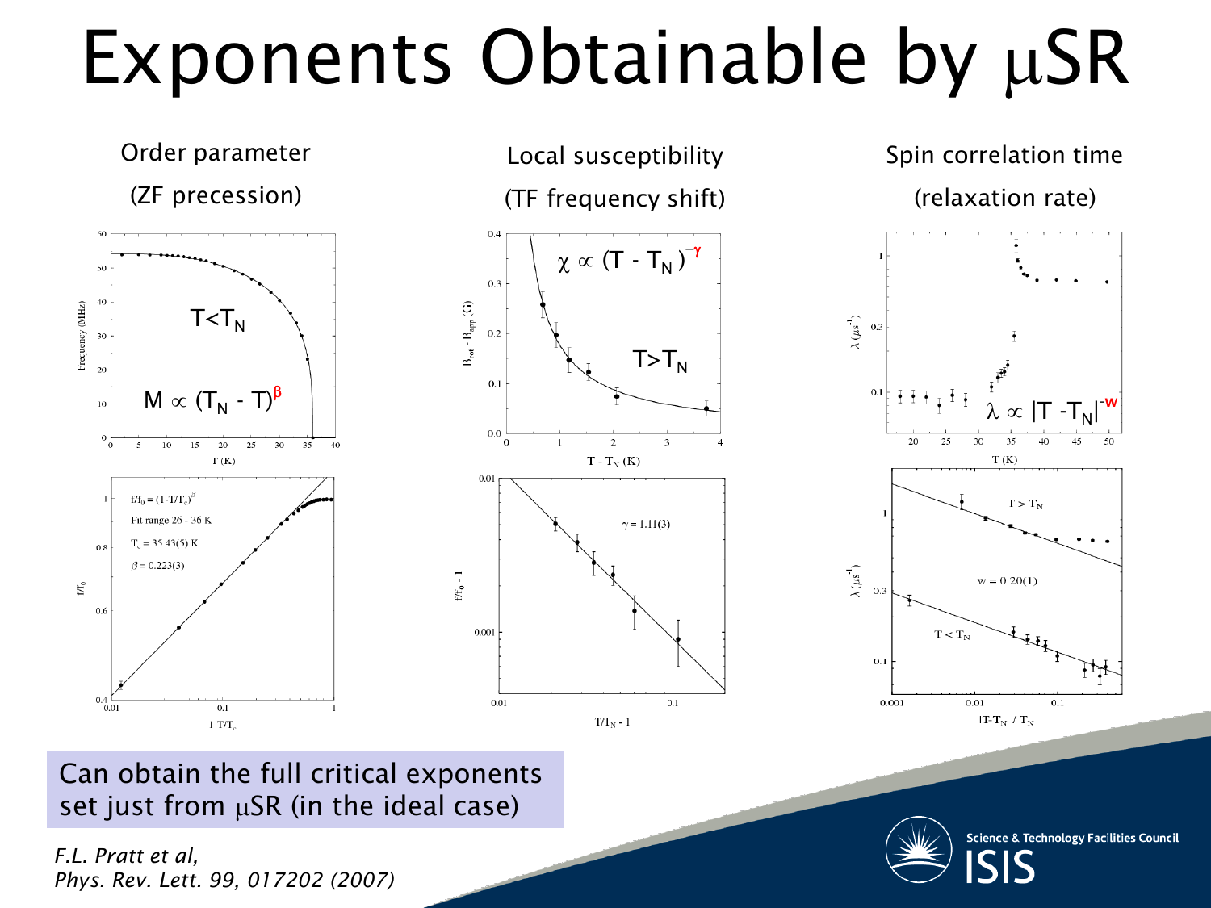# Exponents Obtainable by μSR

Order parameter

(ZF precession)

$T<T_N$

$M \propto (T_N - T)^{\beta}$

$f/f_0 = (1-T/T_c)^{\beta}$

Fit range 26 - 36 K

$T_c = 35.43(5)$ K

$\beta = 0.223(3)$

Local susceptibility

(TF frequency shift)

$\chi \propto (T - T_N)^{-\gamma}$

$T>T_N$

$\gamma = 1.11(3)$

Spin correlation time

(relaxation rate)

$\lambda \propto |T - T_N|^{-w}$

$T > T_N$

$w = 0.20(1)$

$T < T_N$

Can obtain the full critical exponents set just from μSR (in the ideal case)

*F.L. Pratt et al, Phys. Rev. Lett. 99, 017202 (2007)*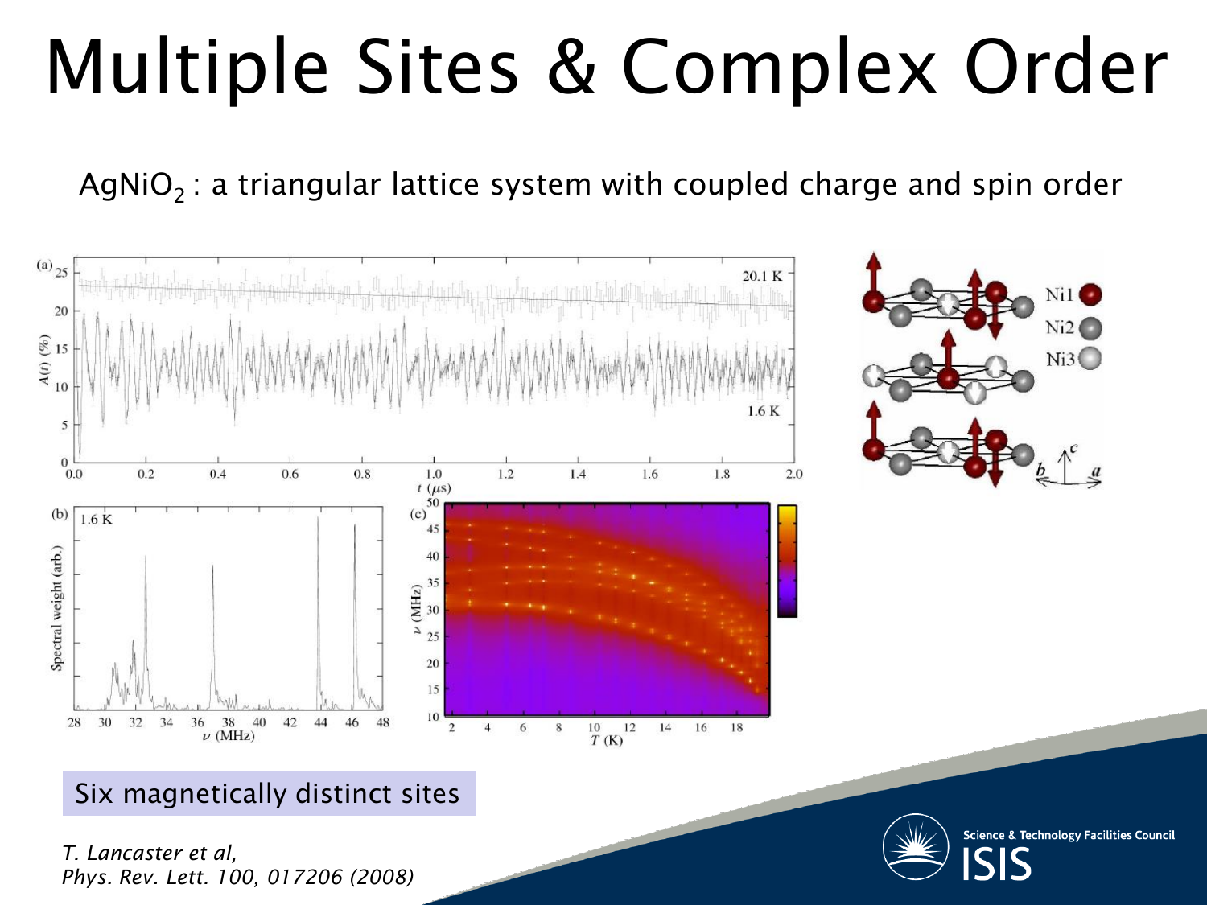# Multiple Sites & Complex Order

$AgNiO_2$ : a triangular lattice system with coupled charge and spin order

Six magnetically distinct sites

*T. Lancaster et al,*
*Phys. Rev. Lett. 100, 017206 (2008)*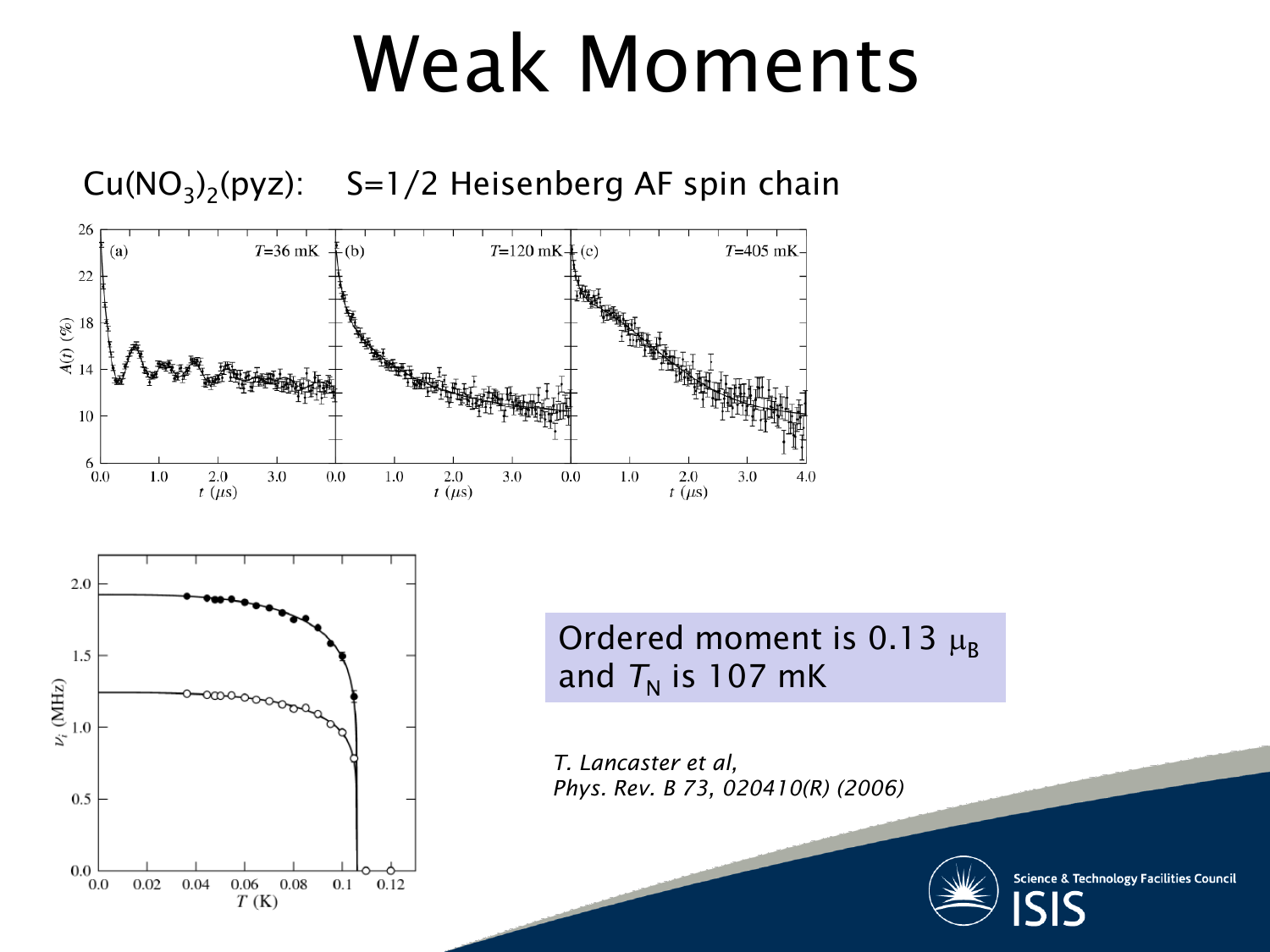# Weak Moments

$Cu(NO_3)_2(pyz)$: S=1/2 Heisenberg AF spin chain

Ordered moment is 0.13 $\mu_B$ and $T_N$ is 107 mK

*T. Lancaster et al, Phys. Rev. B 73, 020410(R) (2006)*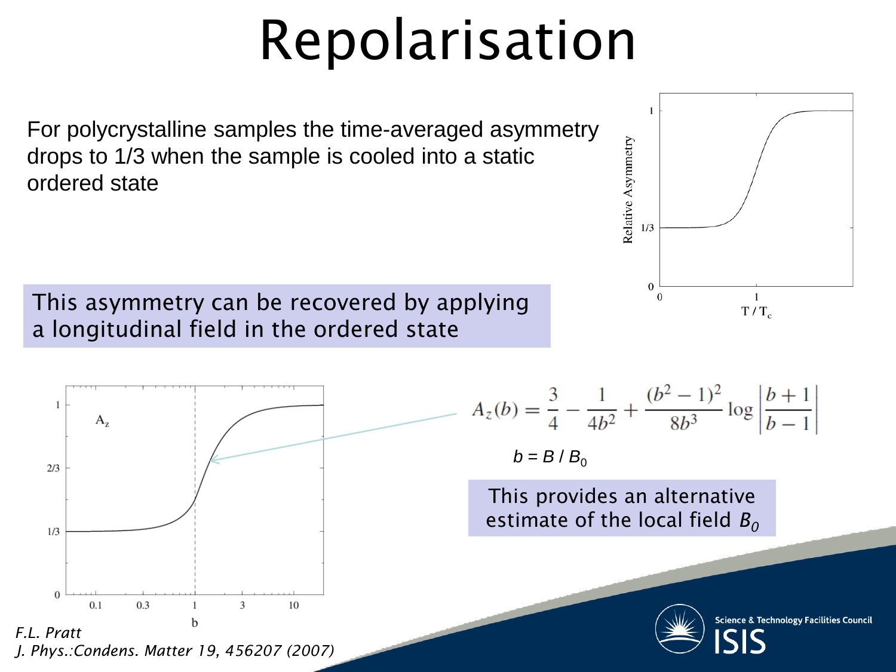# Repolarisation

For polycrystalline samples the time-averaged asymmetry drops to 1/3 when the sample is cooled into a static ordered state

This asymmetry can be recovered by applying a longitudinal field in the ordered state

$$A_z(b) = \frac{3}{4} - \frac{1}{4b^2} + \frac{(b^2-1)^2}{8b^3} \log \left| \frac{b+1}{b-1} \right|$$

$b = B / B_0$

This provides an alternative estimate of the local field $B_0$

*F.L. Pratt*
*J. Phys.:Condens. Matter 19, 456207 (2007)*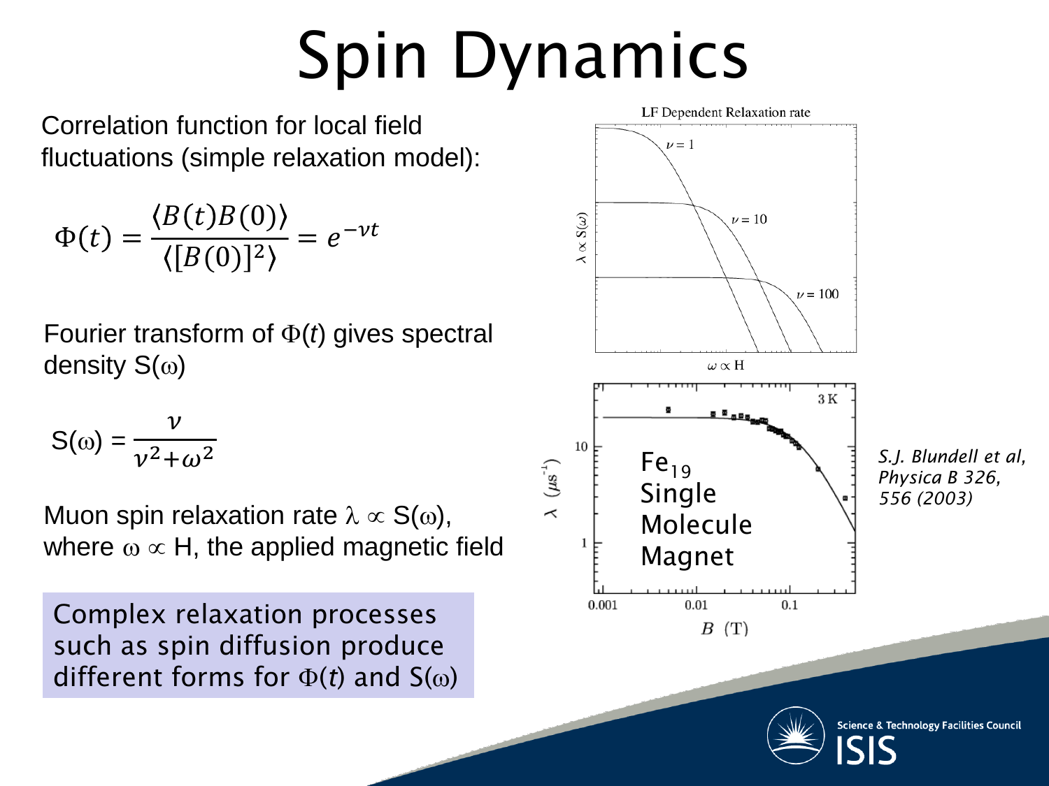# Spin Dynamics

Correlation function for local field fluctuations (simple relaxation model):

$$\Phi(t) = \frac{\langle B(t)B(0)\rangle}{\langle [B(0)]^2\rangle} = e^{-\nu t}$$

Fourier transform of $\Phi(t)$ gives spectral density $S(\omega)$

$$S(\omega) = \frac{\nu}{\nu^2 + \omega^2}$$

Muon spin relaxation rate $\lambda \propto S(\omega)$, where $\omega \propto H$, the applied magnetic field

Complex relaxation processes such as spin diffusion produce different forms for $\Phi(t)$ and $S(\omega)$

LF Dependent Relaxation rate

$\lambda \propto S(\omega)$

$\nu = 1$

$\nu = 10$

$\nu = 100$

$\omega \propto H$

$Fe_{19}$ Single Molecule Magnet

3 K

$\lambda$ ($\mu s^{-1}$)

$B$ (T)

*S.J. Blundell et al, Physica B 326, 556 (2003)*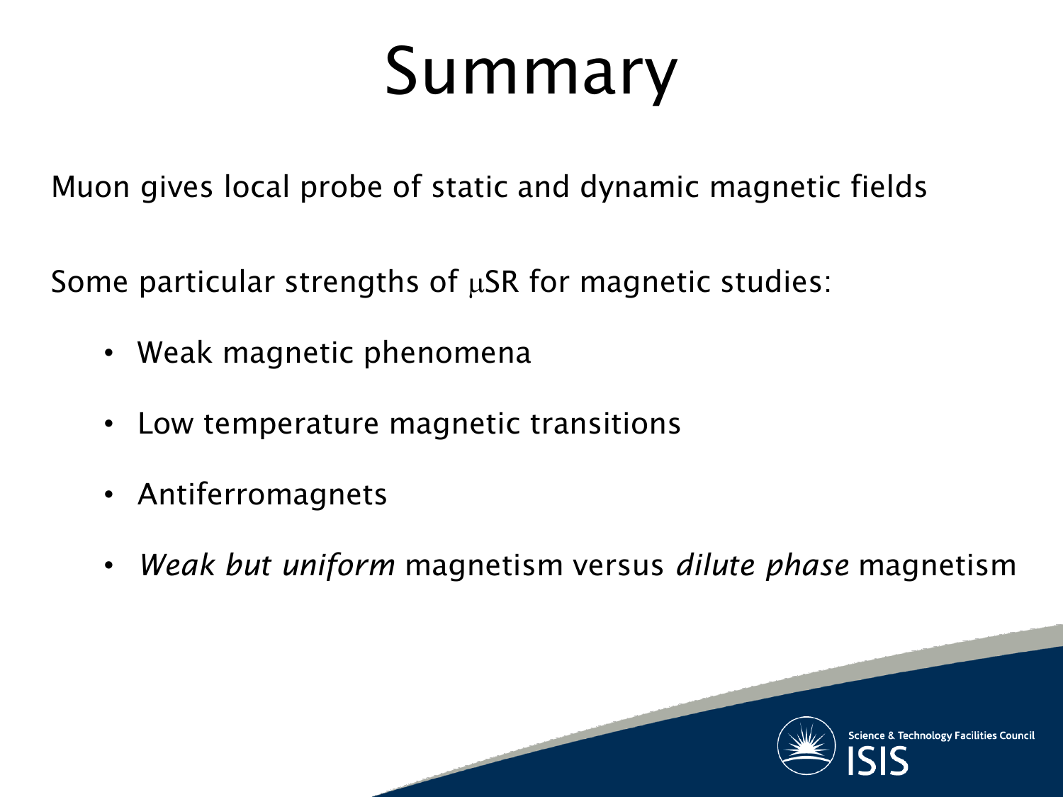# Summary

Muon gives local probe of static and dynamic magnetic fields

Some particular strengths of $\mu$SR for magnetic studies:

- Weak magnetic phenomena
- Low temperature magnetic transitions
- Antiferromagnets
- *Weak but uniform* magnetism versus *dilute phase* magnetism